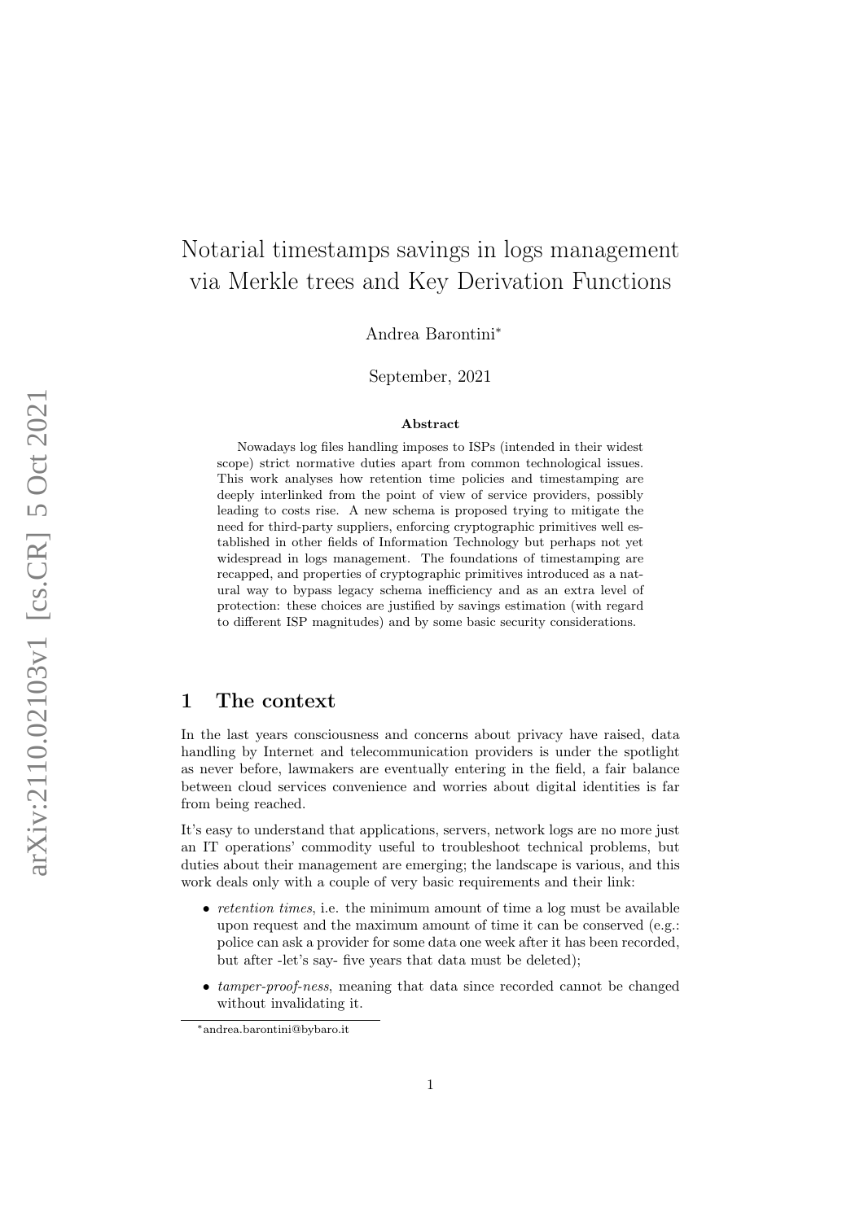# Notarial timestamps savings in logs management via Merkle trees and Key Derivation Functions

Andrea Barontini*

September, 2021

## Abstract

Nowadays log files handling imposes to ISPs (intended in their widest scope) strict normative duties apart from common technological issues. This work analyses how retention time policies and timestamping are deeply interlinked from the point of view of service providers, possibly leading to costs rise. A new schema is proposed trying to mitigate the need for third-party suppliers, enforcing cryptographic primitives well established in other fields of Information Technology but perhaps not yet widespread in logs management. The foundations of timestamping are recapped, and properties of cryptographic primitives introduced as a natural way to bypass legacy schema inefficiency and as an extra level of protection: these choices are justified by savings estimation (with regard to different ISP magnitudes) and by some basic security considerations.

## 1 The context

In the last years consciousness and concerns about privacy have raised, data handling by Internet and telecommunication providers is under the spotlight as never before, lawmakers are eventually entering in the field, a fair balance between cloud services convenience and worries about digital identities is far from being reached.

It's easy to understand that applications, servers, network logs are no more just an IT operations' commodity useful to troubleshoot technical problems, but duties about their management are emerging; the landscape is various, and this work deals only with a couple of very basic requirements and their link:

- *retention times*, i.e. the minimum amount of time a log must be available upon request and the maximum amount of time it can be conserved (e.g.: police can ask a provider for some data one week after it has been recorded, but after -let's say- five years that data must be deleted);
- *tamper-proof-ness*, meaning that data since recorded cannot be changed without invalidating it.

*andrea.barontini@bybaro.it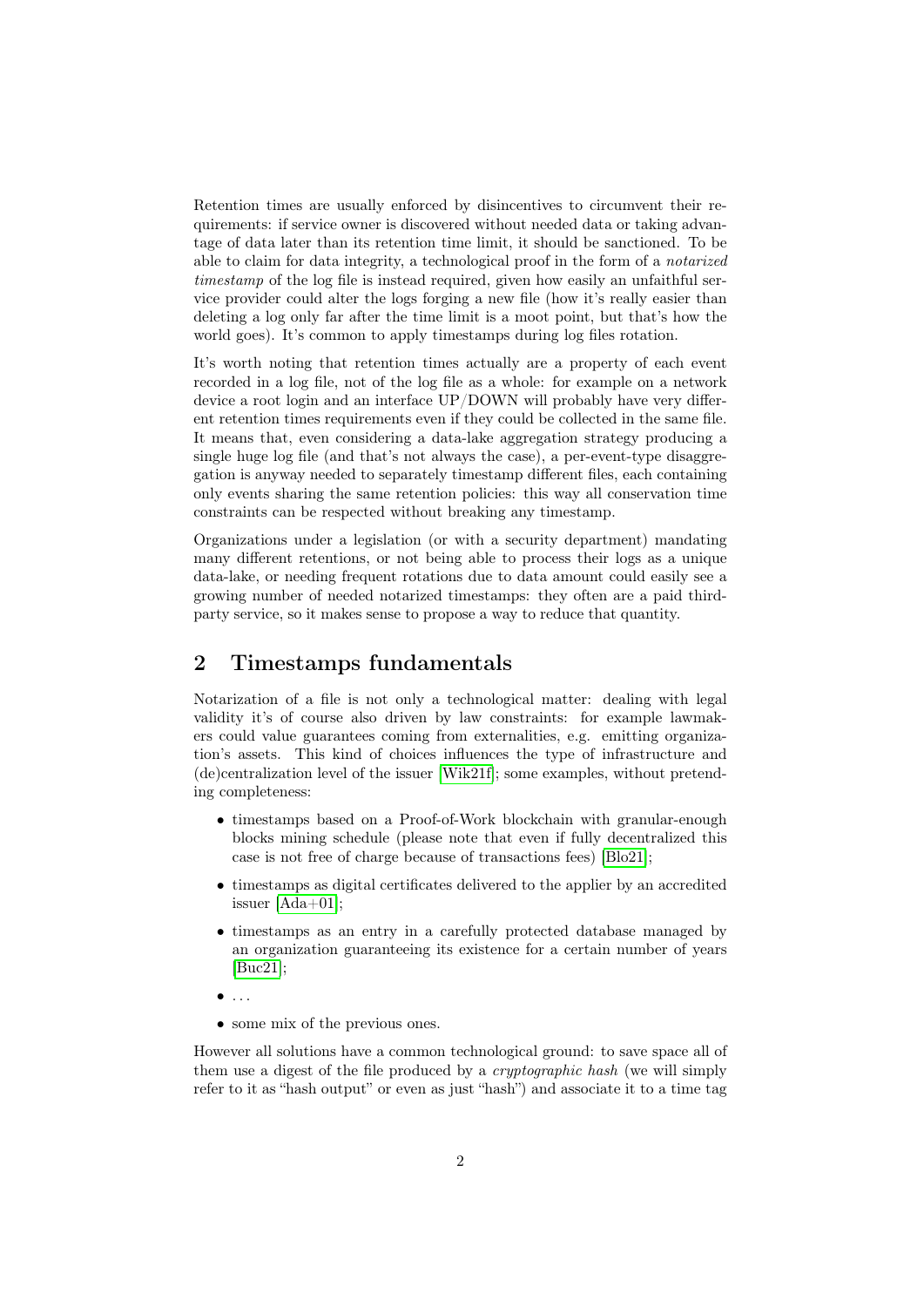Retention times are usually enforced by disincentives to circumvent their requirements: if service owner is discovered without needed data or taking advantage of data later than its retention time limit, it should be sanctioned. To be able to claim for data integrity, a technological proof in the form of a *notarized timestamp* of the log file is instead required, given how easily an unfaithful service provider could alter the logs forging a new file (how it's really easier than deleting a log only far after the time limit is a moot point, but that's how the world goes). It's common to apply timestamps during log files rotation.

It's worth noting that retention times actually are a property of each event recorded in a log file, not of the log file as a whole: for example on a network device a root login and an interface UP/DOWN will probably have very different retention times requirements even if they could be collected in the same file. It means that, even considering a data-lake aggregation strategy producing a single huge log file (and that's not always the case), a per-event-type disaggregation is anyway needed to separately timestamp different files, each containing only events sharing the same retention policies: this way all conservation time constraints can be respected without breaking any timestamp.

Organizations under a legislation (or with a security department) mandating many different retentions, or not being able to process their logs as a unique data-lake, or needing frequent rotations due to data amount could easily see a growing number of needed notarized timestamps: they often are a paid third-party service, so it makes sense to propose a way to reduce that quantity.

## 2 Timestamps fundamentals

Notarization of a file is not only a technological matter: dealing with legal validity it's of course also driven by law constraints: for example lawmakers could value guarantees coming from externalities, e.g. emitting organization's assets. This kind of choices influences the type of infrastructure and (de)centralization level of the issuer [Wik21f]; some examples, without pretending completeness:

- timestamps based on a Proof-of-Work blockchain with granular-enough blocks mining schedule (please note that even if fully decentralized this case is not free of charge because of transactions fees) [Blo21];
- timestamps as digital certificates delivered to the applier by an accredited issuer [Ada+01];
- timestamps as an entry in a carefully protected database managed by an organization guaranteeing its existence for a certain number of years [Buc21];
- ...
- some mix of the previous ones.

However all solutions have a common technological ground: to save space all of them use a digest of the file produced by a *cryptographic hash* (we will simply refer to it as "hash output" or even as just "hash") and associate it to a time tag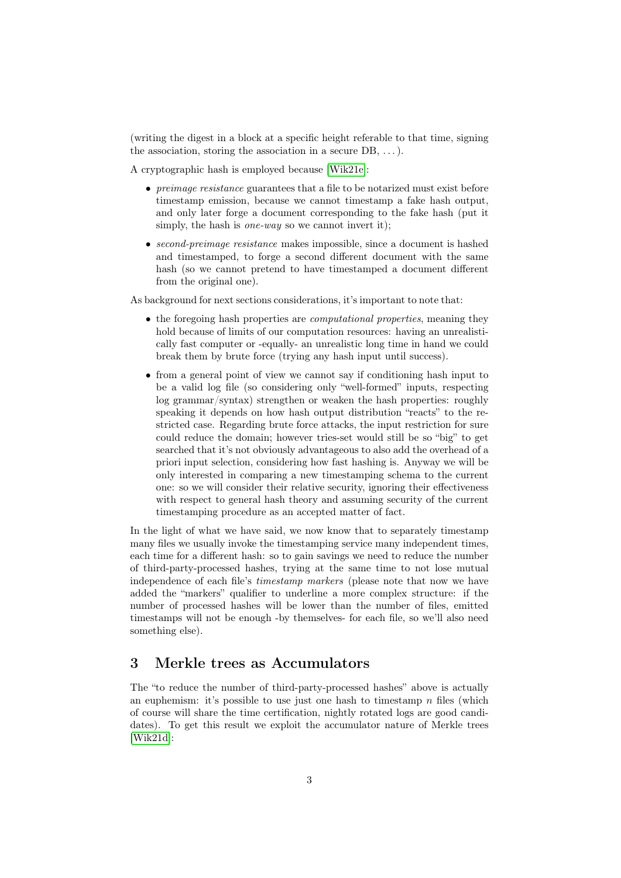(writing the digest in a block at a specific height referable to that time, signing the association, storing the association in a secure DB, ...).

A cryptographic hash is employed because [Wik21e]:

- *preimage resistance* guarantees that a file to be notarized must exist before timestamp emission, because we cannot timestamp a fake hash output, and only later forge a document corresponding to the fake hash (put it simply, the hash is *one-way* so we cannot invert it);
- *second-preimage resistance* makes impossible, since a document is hashed and timestamped, to forge a second different document with the same hash (so we cannot pretend to have timestamped a document different from the original one).

As background for next sections considerations, it's important to note that:

- the foregoing hash properties are *computational properties*, meaning they hold because of limits of our computation resources: having an unrealistically fast computer or -equally- an unrealistic long time in hand we could break them by brute force (trying any hash input until success).
- from a general point of view we cannot say if conditioning hash input to be a valid log file (so considering only "well-formed" inputs, respecting log grammar/syntax) strengthen or weaken the hash properties: roughly speaking it depends on how hash output distribution "reacts" to the restricted case. Regarding brute force attacks, the input restriction for sure could reduce the domain; however tries-set would still be so "big" to get searched that it's not obviously advantageous to also add the overhead of a priori input selection, considering how fast hashing is. Anyway we will be only interested in comparing a new timestamping schema to the current one: so we will consider their relative security, ignoring their effectiveness with respect to general hash theory and assuming security of the current timestamping procedure as an accepted matter of fact.

In the light of what we have said, we now know that to separately timestamp many files we usually invoke the timestamping service many independent times, each time for a different hash: so to gain savings we need to reduce the number of third-party-processed hashes, trying at the same time to not lose mutual independence of each file's *timestamp markers* (please note that now we have added the "markers" qualifier to underline a more complex structure: if the number of processed hashes will be lower than the number of files, emitted timestamps will not be enough -by themselves- for each file, so we'll also need something else).

## 3 Merkle trees as Accumulators

The "to reduce the number of third-party-processed hashes" above is actually an euphemism: it's possible to use just one hash to timestamp $n$ files (which of course will share the time certification, nightly rotated logs are good candidates). To get this result we exploit the accumulator nature of Merkle trees [Wik21d]: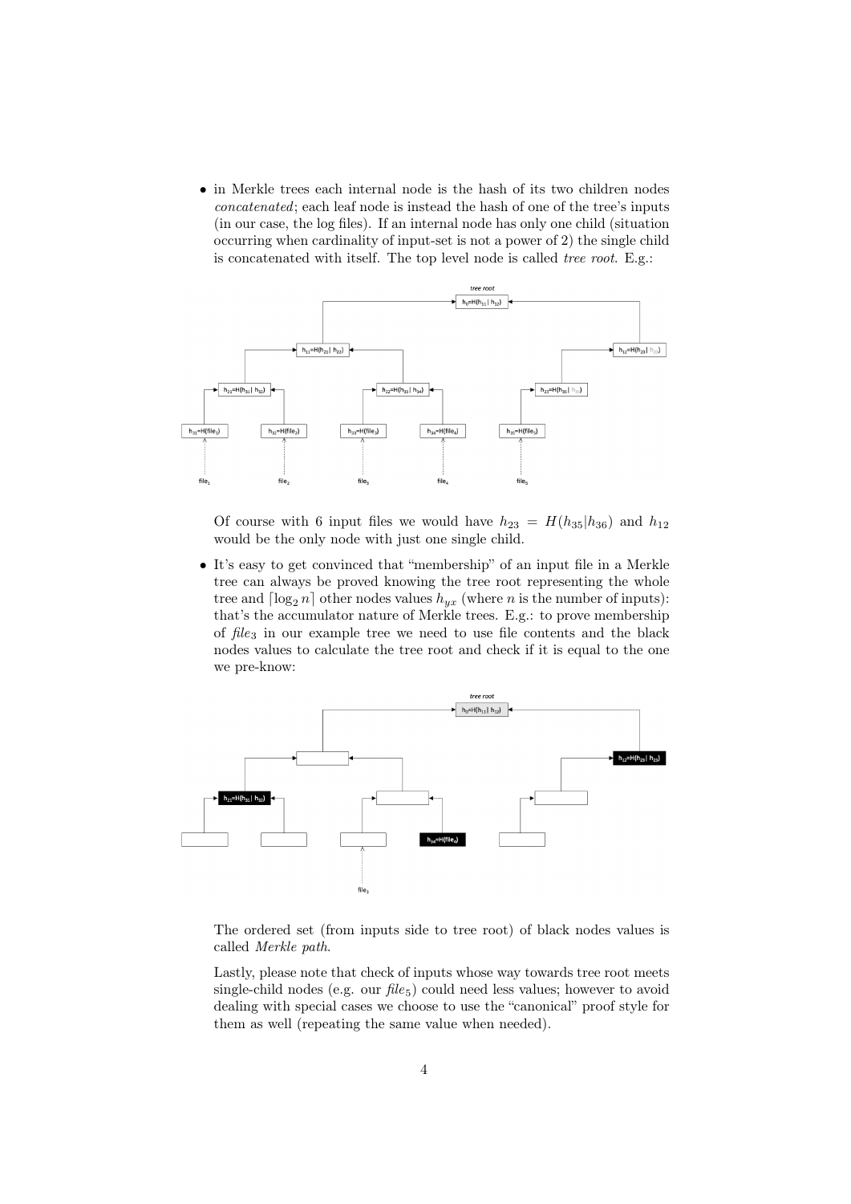- in Merkle trees each internal node is the hash of its two children nodes *concatenated*; each leaf node is instead the hash of one of the tree's inputs (in our case, the log files). If an internal node has only one child (situation occurring when cardinality of input-set is not a power of 2) the single child is concatenated with itself. The top level node is called *tree root*. E.g.:

  Of course with 6 input files we would have $h_{23} = H(h_{35}|h_{36})$ and $h_{12}$ would be the only node with just one single child.

- It's easy to get convinced that "membership" of an input file in a Merkle tree can always be proved knowing the tree root representing the whole tree and $\lceil \log_2 n \rceil$ other nodes values $h_{yx}$ (where $n$ is the number of inputs): that's the accumulator nature of Merkle trees. E.g.: to prove membership of *file*$_3$ in our example tree we need to use file contents and the black nodes values to calculate the tree root and check if it is equal to the one we pre-know:

  The ordered set (from inputs side to tree root) of black nodes values is called *Merkle path*.

  Lastly, please note that check of inputs whose way towards tree root meets single-child nodes (e.g. our *file*$_5$) could need less values; however to avoid dealing with special cases we choose to use the "canonical" proof style for them as well (repeating the same value when needed).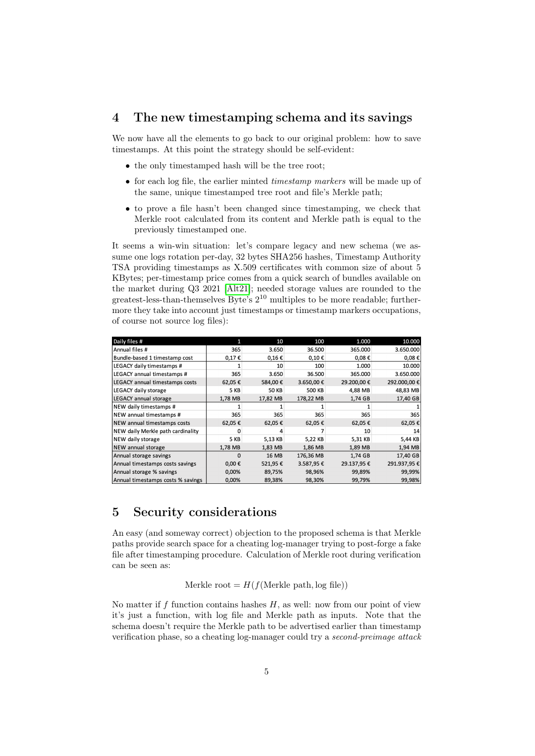## 4 The new timestamping schema and its savings

We now have all the elements to go back to our original problem: how to save timestamps. At this point the strategy should be self-evident:

- the only timestamped hash will be the tree root;
- for each log file, the earlier minted *timestamp markers* will be made up of the same, unique timestamped tree root and file's Merkle path;
- to prove a file hasn't been changed since timestamping, we check that Merkle root calculated from its content and Merkle path is equal to the previously timestamped one.

It seems a win-win situation: let's compare legacy and new schema (we assume one logs rotation per-day, 32 bytes SHA256 hashes, Timestamp Authority TSA providing timestamps as X.509 certificates with common size of about 5 KBytes; per-timestamp price comes from a quick search of bundles available on the market during Q3 2021 [Alt21]; needed storage values are rounded to the greatest-less-than-themselves Byte's $2^{10}$ multiples to be more readable; furthermore they take into account just timestamps or timestamp markers occupations, of course not source log files):

| Daily files # | 1 | 10 | 100 | 1.000 | 10.000 |
|---|---|---|---|---|---|
| Annual files # | 365 | 3.650 | 36.500 | 365.000 | 3.650.000 |
| Bundle-based 1 timestamp cost | 0,17 € | 0,16 € | 0,10 € | 0,08 € | 0,08 € |
| LEGACY daily timestamps # | 1 | 10 | 100 | 1.000 | 10.000 |
| LEGACY annual timestamps # | 365 | 3.650 | 36.500 | 365.000 | 3.650.000 |
| LEGACY annual timestamps costs | 62,05 € | 584,00 € | 3.650,00 € | 29.200,00 € | 292.000,00 € |
| LEGACY daily storage | 5 KB | 50 KB | 500 KB | 4,88 MB | 48,83 MB |
| LEGACY annual storage | 1,78 MB | 17,82 MB | 178,22 MB | 1,74 GB | 17,40 GB |
| NEW daily timestamps # | 1 | 1 | 1 | 1 | 1 |
| NEW annual timestamps # | 365 | 365 | 365 | 365 | 365 |
| NEW annual timestamps costs | 62,05 € | 62,05 € | 62,05 € | 62,05 € | 62,05 € |
| NEW daily Merkle path cardinality | 0 | 4 | 7 | 10 | 14 |
| NEW daily storage | 5 KB | 5,13 KB | 5,22 KB | 5,31 KB | 5,44 KB |
| NEW annual storage | 1,78 MB | 1,83 MB | 1,86 MB | 1,89 MB | 1,94 MB |
| Annual storage savings | 0 | 16 MB | 176,36 MB | 1,74 GB | 17,40 GB |
| Annual timestamps costs savings | 0,00 € | 521,95 € | 3.587,95 € | 29.137,95 € | 291.937,95 € |
| Annual storage % savings | 0,00% | 89,75% | 98,96% | 99,89% | 99,99% |
| Annual timestamps costs % savings | 0,00% | 89,38% | 98,30% | 99,79% | 99,98% |

## 5 Security considerations

An easy (and someway correct) objection to the proposed schema is that Merkle paths provide search space for a cheating log-manager trying to post-forge a fake file after timestamping procedure. Calculation of Merkle root during verification can be seen as:

$$\text{Merkle root} = H(f(\text{Merkle path}, \text{log file}))$$

No matter if $f$ function contains hashes $H$, as well: now from our point of view it's just a function, with log file and Merkle path as inputs. Note that the schema doesn't require the Merkle path to be advertised earlier than timestamp verification phase, so a cheating log-manager could try a *second-preimage attack*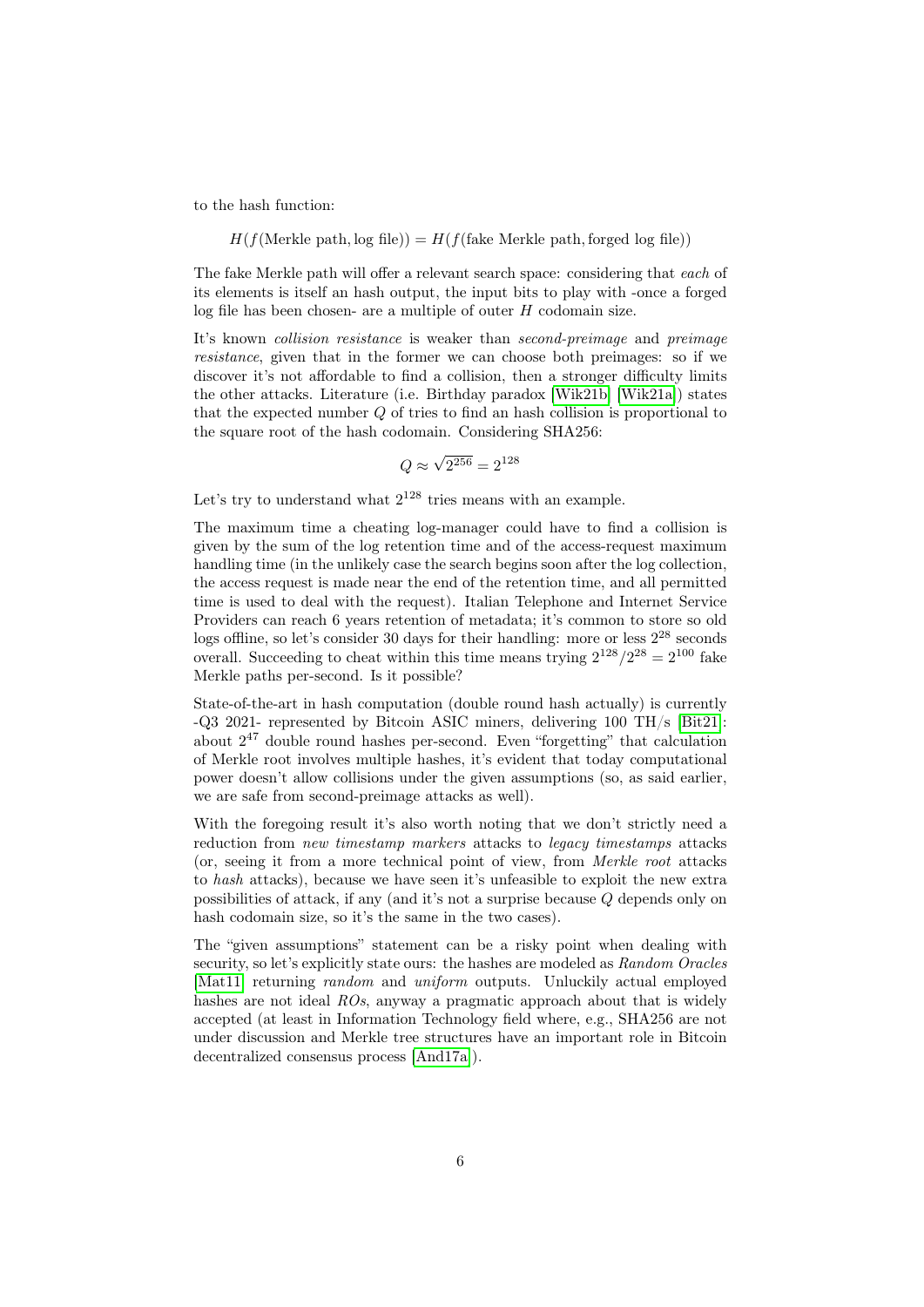to the hash function:

$$H(f(\text{Merkle path}, \text{log file})) = H(f(\text{fake Merkle path}, \text{forged log file}))$$

The fake Merkle path will offer a relevant search space: considering that *each* of its elements is itself an hash output, the input bits to play with -once a forged log file has been chosen- are a multiple of outer $H$ codomain size.

It's known *collision resistance* is weaker than *second-preimage* and *preimage resistance*, given that in the former we can choose both preimages: so if we discover it's not affordable to find a collision, then a stronger difficulty limits the other attacks. Literature (i.e. Birthday paradox [Wik21b] [Wik21a]) states that the expected number $Q$ of tries to find an hash collision is proportional to the square root of the hash codomain. Considering SHA256:

$$Q \approx \sqrt{2^{256}} = 2^{128}$$

Let's try to understand what $2^{128}$ tries means with an example.

The maximum time a cheating log-manager could have to find a collision is given by the sum of the log retention time and of the access-request maximum handling time (in the unlikely case the search begins soon after the log collection, the access request is made near the end of the retention time, and all permitted time is used to deal with the request). Italian Telephone and Internet Service Providers can reach 6 years retention of metadata; it's common to store so old logs offline, so let's consider 30 days for their handling: more or less $2^{28}$ seconds overall. Succeeding to cheat within this time means trying $2^{128}/2^{28} = 2^{100}$ fake Merkle paths per-second. Is it possible?

State-of-the-art in hash computation (double round hash actually) is currently -Q3 2021- represented by Bitcoin ASIC miners, delivering 100 TH/s [Bit21]: about $2^{47}$ double round hashes per-second. Even "forgetting" that calculation of Merkle root involves multiple hashes, it's evident that today computational power doesn't allow collisions under the given assumptions (so, as said earlier, we are safe from second-preimage attacks as well).

With the foregoing result it's also worth noting that we don't strictly need a reduction from *new timestamp markers* attacks to *legacy timestamps* attacks (or, seeing it from a more technical point of view, from *Merkle root* attacks to *hash* attacks), because we have seen it's unfeasible to exploit the new extra possibilities of attack, if any (and it's not a surprise because $Q$ depends only on hash codomain size, so it's the same in the two cases).

The "given assumptions" statement can be a risky point when dealing with security, so let's explicitly state ours: the hashes are modeled as *Random Oracles* [Mat11] returning *random* and *uniform* outputs. Unluckily actual employed hashes are not ideal *ROs*, anyway a pragmatic approach about that is widely accepted (at least in Information Technology field where, e.g., SHA256 are not under discussion and Merkle tree structures have an important role in Bitcoin decentralized consensus process [And17a]).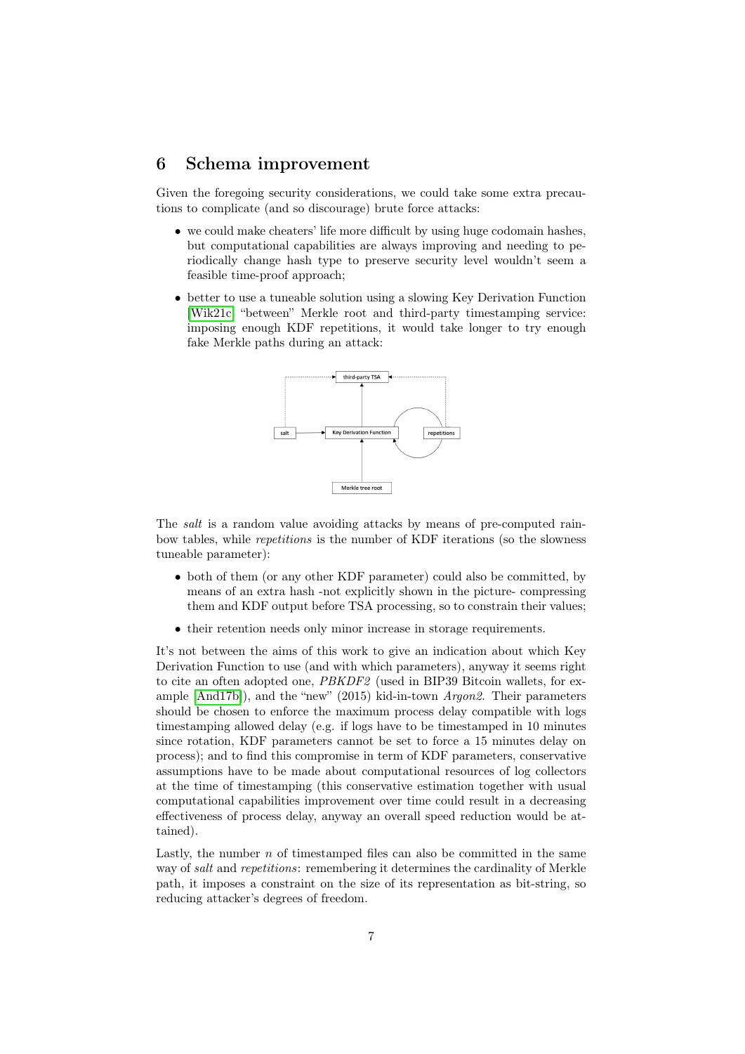# 6 Schema improvement

Given the foregoing security considerations, we could take some extra precautions to complicate (and so discourage) brute force attacks:

- we could make cheaters' life more difficult by using huge codomain hashes, but computational capabilities are always improving and needing to periodically change hash type to preserve security level wouldn't seem a feasible time-proof approach;
- better to use a tuneable solution using a slowing Key Derivation Function [Wik21c] "between" Merkle root and third-party timestamping service: imposing enough KDF repetitions, it would take longer to try enough fake Merkle paths during an attack:

The *salt* is a random value avoiding attacks by means of pre-computed rainbow tables, while *repetitions* is the number of KDF iterations (so the slowness tuneable parameter):

- both of them (or any other KDF parameter) could also be committed, by means of an extra hash -not explicitly shown in the picture- compressing them and KDF output before TSA processing, so to constrain their values;
- their retention needs only minor increase in storage requirements.

It's not between the aims of this work to give an indication about which Key Derivation Function to use (and with which parameters), anyway it seems right to cite an often adopted one, *PBKDF2* (used in BIP39 Bitcoin wallets, for example [And17b]), and the "new" (2015) kid-in-town *Argon2*. Their parameters should be chosen to enforce the maximum process delay compatible with logs timestamping allowed delay (e.g. if logs have to be timestamped in 10 minutes since rotation, KDF parameters cannot be set to force a 15 minutes delay on process); and to find this compromise in term of KDF parameters, conservative assumptions have to be made about computational resources of log collectors at the time of timestamping (this conservative estimation together with usual computational capabilities improvement over time could result in a decreasing effectiveness of process delay, anyway an overall speed reduction would be attained).

Lastly, the number $n$ of timestamped files can also be committed in the same way of *salt* and *repetitions*: remembering it determines the cardinality of Merkle path, it imposes a constraint on the size of its representation as bit-string, so reducing attacker's degrees of freedom.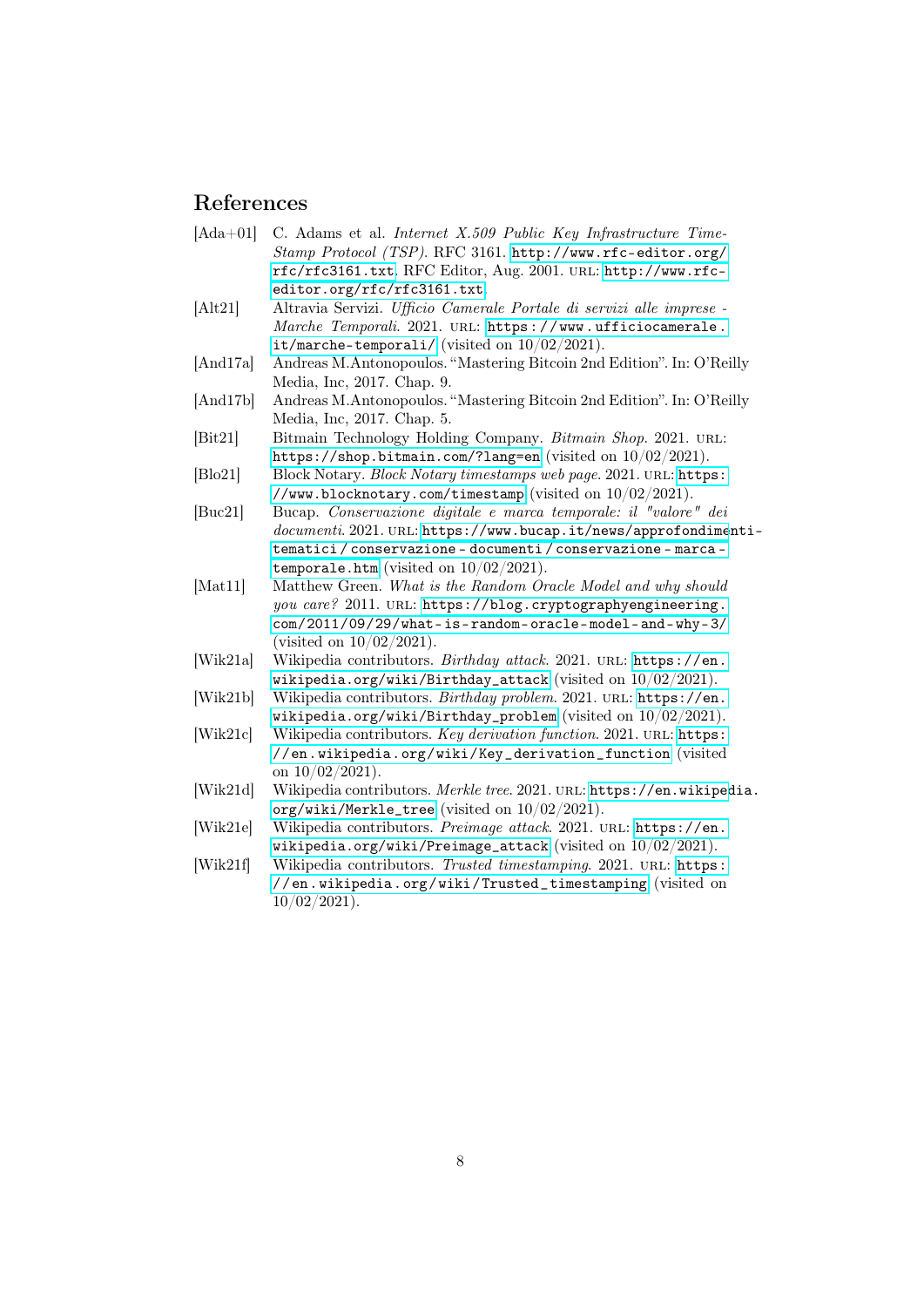## References

[Ada+01] C. Adams et al. *Internet X.509 Public Key Infrastructure Time-Stamp Protocol (TSP)*. RFC 3161. http://www.rfc-editor.org/rfc/rfc3161.txt. RFC Editor, Aug. 2001. URL: http://www.rfc-editor.org/rfc/rfc3161.txt.

[Alt21] Altravia Servizi. *Ufficio Camerale Portale di servizi alle imprese - Marche Temporali*. 2021. URL: https://www.ufficiocamerale.it/marche-temporali/ (visited on 10/02/2021).

[And17a] Andreas M.Antonopoulos. "Mastering Bitcoin 2nd Edition". In: O'Reilly Media, Inc, 2017. Chap. 9.

[And17b] Andreas M.Antonopoulos. "Mastering Bitcoin 2nd Edition". In: O'Reilly Media, Inc, 2017. Chap. 5.

[Bit21] Bitmain Technology Holding Company. *Bitmain Shop*. 2021. URL: https://shop.bitmain.com/?lang=en (visited on 10/02/2021).

[Blo21] Block Notary. *Block Notary timestamps web page*. 2021. URL: https://www.blocknotary.com/timestamp (visited on 10/02/2021).

[Buc21] Bucap. *Conservazione digitale e marca temporale: il "valore" dei documenti*. 2021. URL: https://www.bucap.it/news/approfondimenti-tematici/conservazione-documenti/conservazione-marca-temporale.htm (visited on 10/02/2021).

[Mat11] Matthew Green. *What is the Random Oracle Model and why should you care?* 2011. URL: https://blog.cryptographyengineering.com/2011/09/29/what-is-random-oracle-model-and-why-3/ (visited on 10/02/2021).

[Wik21a] Wikipedia contributors. *Birthday attack*. 2021. URL: https://en.wikipedia.org/wiki/Birthday_attack (visited on 10/02/2021).

[Wik21b] Wikipedia contributors. *Birthday problem*. 2021. URL: https://en.wikipedia.org/wiki/Birthday_problem (visited on 10/02/2021).

[Wik21c] Wikipedia contributors. *Key derivation function*. 2021. URL: https://en.wikipedia.org/wiki/Key_derivation_function (visited on 10/02/2021).

[Wik21d] Wikipedia contributors. *Merkle tree*. 2021. URL: https://en.wikipedia.org/wiki/Merkle_tree (visited on 10/02/2021).

[Wik21e] Wikipedia contributors. *Preimage attack*. 2021. URL: https://en.wikipedia.org/wiki/Preimage_attack (visited on 10/02/2021).

[Wik21f] Wikipedia contributors. *Trusted timestamping*. 2021. URL: https://en.wikipedia.org/wiki/Trusted_timestamping (visited on 10/02/2021).